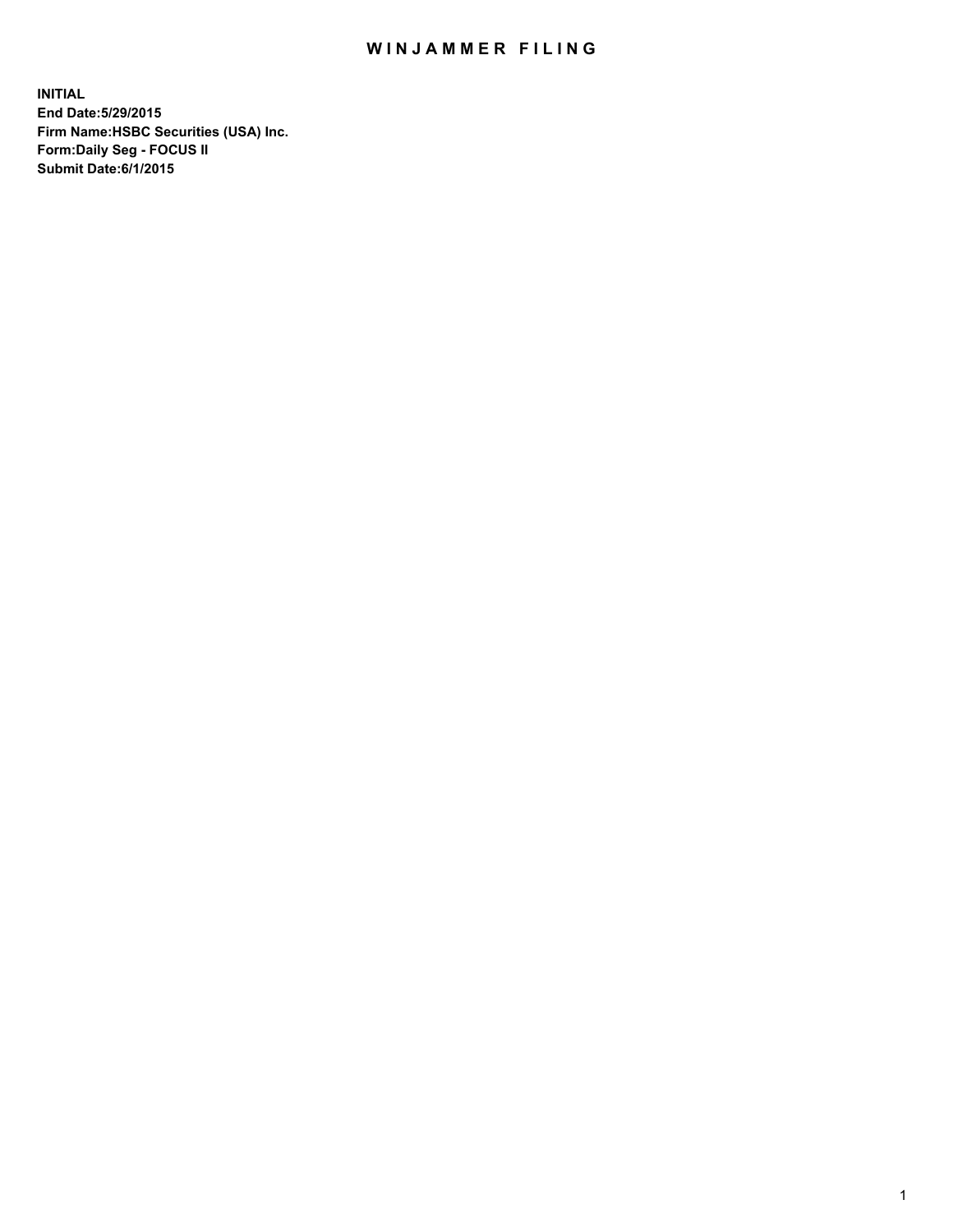# WINJAMMER FILING

**INITIAL**
**End Date:5/29/2015**
**Firm Name:HSBC Securities (USA) Inc.**
**Form:Daily Seg - FOCUS II**
**Submit Date:6/1/2015**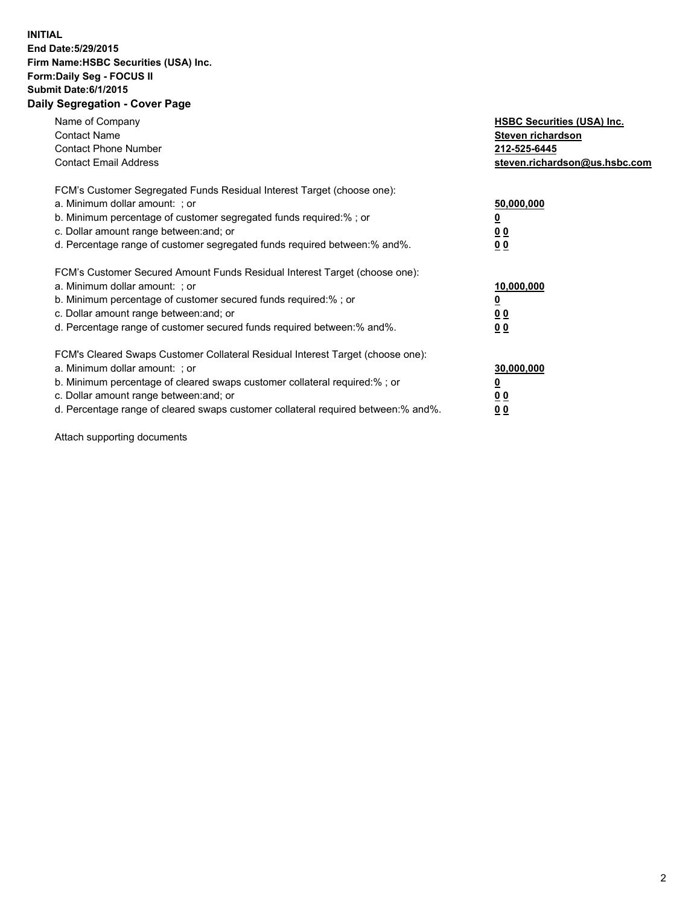**INITIAL**
**End Date:5/29/2015**
**Firm Name:HSBC Securities (USA) Inc.**
**Form:Daily Seg - FOCUS II**
**Submit Date:6/1/2015**

## Daily Segregation - Cover Page

| | |
|---|---|
| Name of Company | **HSBC Securities (USA) Inc.** |
| Contact Name | **Steven richardson** |
| Contact Phone Number | **212-525-6445** |
| Contact Email Address | **steven.richardson@us.hsbc.com** |

FCM's Customer Segregated Funds Residual Interest Target (choose one):

| | |
|---|---|
| a. Minimum dollar amount: ; or | **50,000,000** |
| b. Minimum percentage of customer segregated funds required:% ; or | **0** |
| c. Dollar amount range between:and; or | **0 0** |
| d. Percentage range of customer segregated funds required between:% and%. | **0 0** |

FCM's Customer Secured Amount Funds Residual Interest Target (choose one):

| | |
|---|---|
| a. Minimum dollar amount: ; or | **10,000,000** |
| b. Minimum percentage of customer secured funds required:% ; or | **0** |
| c. Dollar amount range between:and; or | **0 0** |
| d. Percentage range of customer secured funds required between:% and%. | **0 0** |

FCM's Cleared Swaps Customer Collateral Residual Interest Target (choose one):

| | |
|---|---|
| a. Minimum dollar amount: ; or | **30,000,000** |
| b. Minimum percentage of cleared swaps customer collateral required:% ; or | **0** |
| c. Dollar amount range between:and; or | **0 0** |
| d. Percentage range of cleared swaps customer collateral required between:% and%. | **0 0** |

Attach supporting documents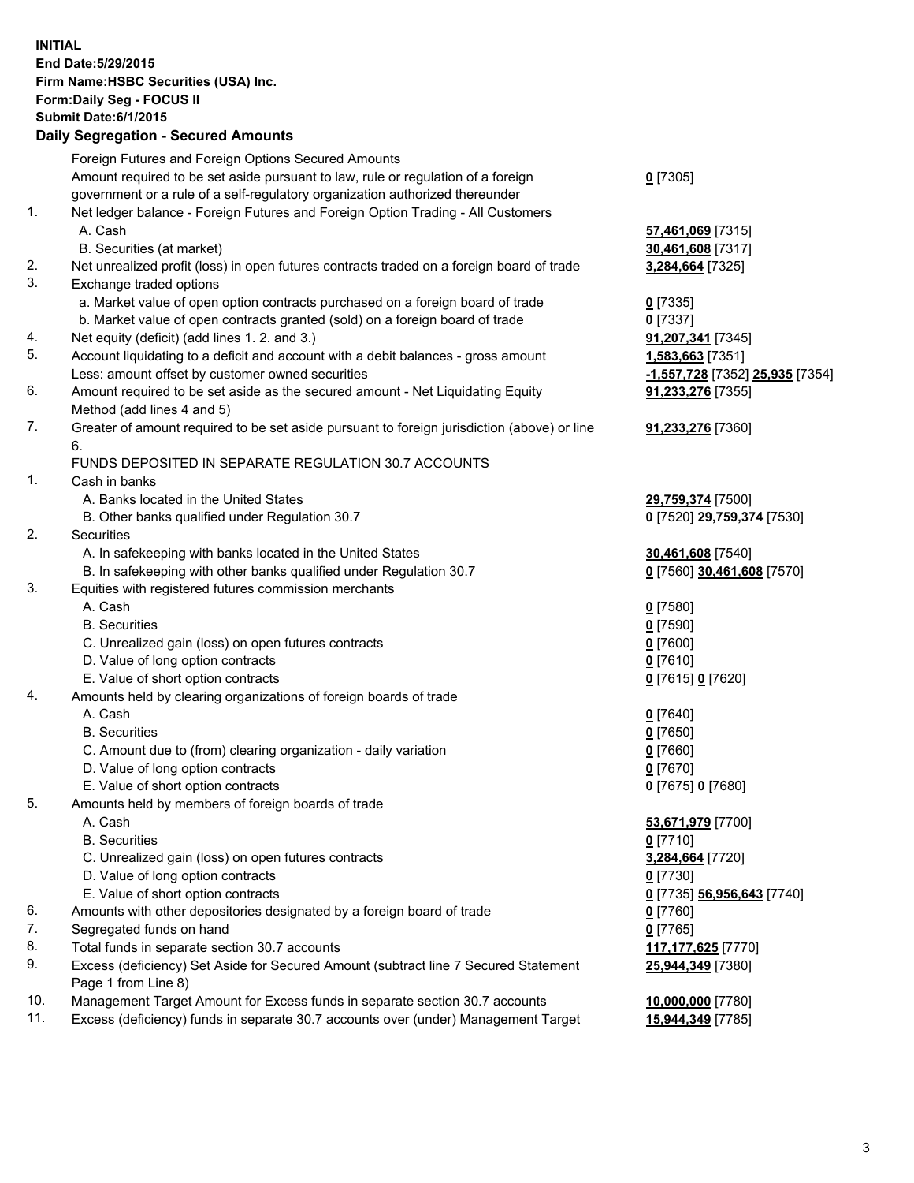**INITIAL**
**End Date:5/29/2015**
**Firm Name:HSBC Securities (USA) Inc.**
**Form:Daily Seg - FOCUS II**
**Submit Date:6/1/2015**

## Daily Segregation - Secured Amounts

| | | |
|---|---|---|
| | Foreign Futures and Foreign Options Secured Amounts | |
| | Amount required to be set aside pursuant to law, rule or regulation of a foreign government or a rule of a self-regulatory organization authorized thereunder | 0 [7305] |
| 1. | Net ledger balance - Foreign Futures and Foreign Option Trading - All Customers | |
| | A. Cash | 57,461,069 [7315] |
| | B. Securities (at market) | 30,461,608 [7317] |
| 2. | Net unrealized profit (loss) in open futures contracts traded on a foreign board of trade | 3,284,664 [7325] |
| 3. | Exchange traded options | |
| | a. Market value of open option contracts purchased on a foreign board of trade | 0 [7335] |
| | b. Market value of open contracts granted (sold) on a foreign board of trade | 0 [7337] |
| 4. | Net equity (deficit) (add lines 1. 2. and 3.) | 91,207,341 [7345] |
| 5. | Account liquidating to a deficit and account with a debit balances - gross amount | 1,583,663 [7351] |
| | Less: amount offset by customer owned securities | -1,557,728 [7352] 25,935 [7354] |
| 6. | Amount required to be set aside as the secured amount - Net Liquidating Equity Method (add lines 4 and 5) | 91,233,276 [7355] |
| 7. | Greater of amount required to be set aside pursuant to foreign jurisdiction (above) or line 6. | 91,233,276 [7360] |
| | FUNDS DEPOSITED IN SEPARATE REGULATION 30.7 ACCOUNTS | |
| 1. | Cash in banks | |
| | A. Banks located in the United States | 29,759,374 [7500] |
| | B. Other banks qualified under Regulation 30.7 | 0 [7520] 29,759,374 [7530] |
| 2. | Securities | |
| | A. In safekeeping with banks located in the United States | 30,461,608 [7540] |
| | B. In safekeeping with other banks qualified under Regulation 30.7 | 0 [7560] 30,461,608 [7570] |
| 3. | Equities with registered futures commission merchants | |
| | A. Cash | 0 [7580] |
| | B. Securities | 0 [7590] |
| | C. Unrealized gain (loss) on open futures contracts | 0 [7600] |
| | D. Value of long option contracts | 0 [7610] |
| | E. Value of short option contracts | 0 [7615] 0 [7620] |
| 4. | Amounts held by clearing organizations of foreign boards of trade | |
| | A. Cash | 0 [7640] |
| | B. Securities | 0 [7650] |
| | C. Amount due to (from) clearing organization - daily variation | 0 [7660] |
| | D. Value of long option contracts | 0 [7670] |
| | E. Value of short option contracts | 0 [7675] 0 [7680] |
| 5. | Amounts held by members of foreign boards of trade | |
| | A. Cash | 53,671,979 [7700] |
| | B. Securities | 0 [7710] |
| | C. Unrealized gain (loss) on open futures contracts | 3,284,664 [7720] |
| | D. Value of long option contracts | 0 [7730] |
| | E. Value of short option contracts | 0 [7735] 56,956,643 [7740] |
| 6. | Amounts with other depositories designated by a foreign board of trade | 0 [7760] |
| 7. | Segregated funds on hand | 0 [7765] |
| 8. | Total funds in separate section 30.7 accounts | 117,177,625 [7770] |
| 9. | Excess (deficiency) Set Aside for Secured Amount (subtract line 7 Secured Statement Page 1 from Line 8) | 25,944,349 [7380] |
| 10. | Management Target Amount for Excess funds in separate section 30.7 accounts | 10,000,000 [7780] |
| 11. | Excess (deficiency) funds in separate 30.7 accounts over (under) Management Target | 15,944,349 [7785] |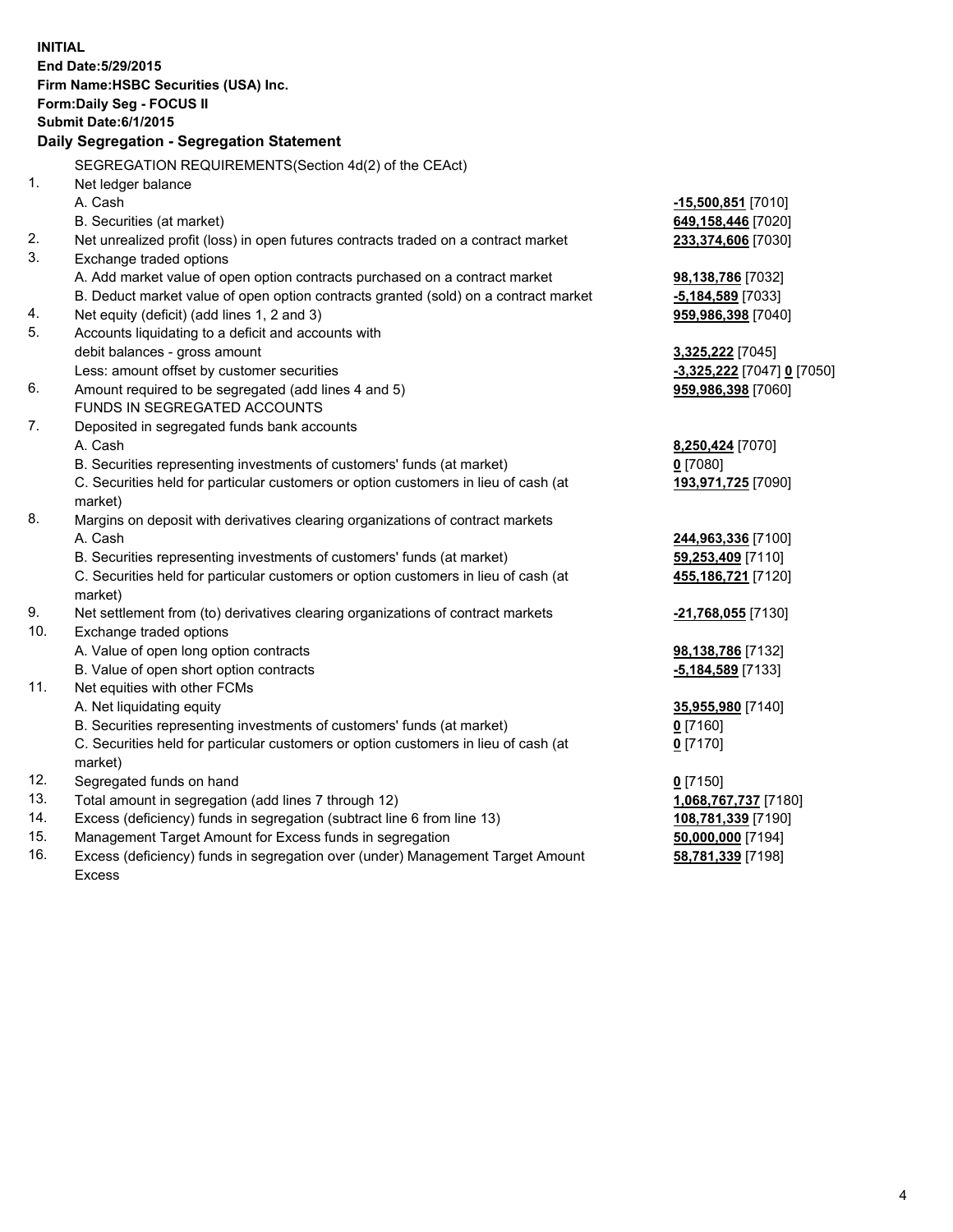**INITIAL**
**End Date:5/29/2015**
**Firm Name:HSBC Securities (USA) Inc.**
**Form:Daily Seg - FOCUS II**
**Submit Date:6/1/2015**

## Daily Segregation - Segregation Statement

SEGREGATION REQUIREMENTS(Section 4d(2) of the CEAct)

| | | |
|---|---|---|
| 1. | Net ledger balance | |
| | A. Cash | **-15,500,851** [7010] |
| | B. Securities (at market) | **649,158,446** [7020] |
| 2. | Net unrealized profit (loss) in open futures contracts traded on a contract market | **233,374,606** [7030] |
| 3. | Exchange traded options | |
| | A. Add market value of open option contracts purchased on a contract market | **98,138,786** [7032] |
| | B. Deduct market value of open option contracts granted (sold) on a contract market | **-5,184,589** [7033] |
| 4. | Net equity (deficit) (add lines 1, 2 and 3) | **959,986,398** [7040] |
| 5. | Accounts liquidating to a deficit and accounts with | |
| | debit balances - gross amount | **3,325,222** [7045] |
| | Less: amount offset by customer securities | **-3,325,222** [7047] **0** [7050] |
| 6. | Amount required to be segregated (add lines 4 and 5) | **959,986,398** [7060] |
| | FUNDS IN SEGREGATED ACCOUNTS | |
| 7. | Deposited in segregated funds bank accounts | |
| | A. Cash | **8,250,424** [7070] |
| | B. Securities representing investments of customers' funds (at market) | **0** [7080] |
| | C. Securities held for particular customers or option customers in lieu of cash (at market) | **193,971,725** [7090] |
| 8. | Margins on deposit with derivatives clearing organizations of contract markets | |
| | A. Cash | **244,963,336** [7100] |
| | B. Securities representing investments of customers' funds (at market) | **59,253,409** [7110] |
| | C. Securities held for particular customers or option customers in lieu of cash (at market) | **455,186,721** [7120] |
| 9. | Net settlement from (to) derivatives clearing organizations of contract markets | **-21,768,055** [7130] |
| 10. | Exchange traded options | |
| | A. Value of open long option contracts | **98,138,786** [7132] |
| | B. Value of open short option contracts | **-5,184,589** [7133] |
| 11. | Net equities with other FCMs | |
| | A. Net liquidating equity | **35,955,980** [7140] |
| | B. Securities representing investments of customers' funds (at market) | **0** [7160] |
| | C. Securities held for particular customers or option customers in lieu of cash (at market) | **0** [7170] |
| 12. | Segregated funds on hand | **0** [7150] |
| 13. | Total amount in segregation (add lines 7 through 12) | **1,068,767,737** [7180] |
| 14. | Excess (deficiency) funds in segregation (subtract line 6 from line 13) | **108,781,339** [7190] |
| 15. | Management Target Amount for Excess funds in segregation | **50,000,000** [7194] |
| 16. | Excess (deficiency) funds in segregation over (under) Management Target Amount Excess | **58,781,339** [7198] |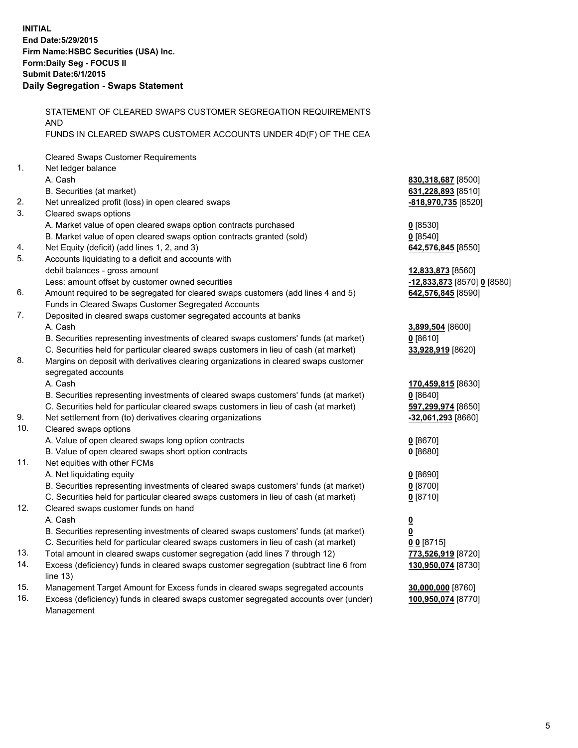**INITIAL**
**End Date:5/29/2015**
**Firm Name:HSBC Securities (USA) Inc.**
**Form:Daily Seg - FOCUS II**
**Submit Date:6/1/2015**
**Daily Segregation - Swaps Statement**

STATEMENT OF CLEARED SWAPS CUSTOMER SEGREGATION REQUIREMENTS AND FUNDS IN CLEARED SWAPS CUSTOMER ACCOUNTS UNDER 4D(F) OF THE CEA

| | | |
|---|---|---|
| | Cleared Swaps Customer Requirements | |
| 1. | Net ledger balance | |
| | A. Cash | **830,318,687** [8500] |
| | B. Securities (at market) | **631,228,893** [8510] |
| 2. | Net unrealized profit (loss) in open cleared swaps | **-818,970,735** [8520] |
| 3. | Cleared swaps options | |
| | A. Market value of open cleared swaps option contracts purchased | **0** [8530] |
| | B. Market value of open cleared swaps option contracts granted (sold) | **0** [8540] |
| 4. | Net Equity (deficit) (add lines 1, 2, and 3) | **642,576,845** [8550] |
| 5. | Accounts liquidating to a deficit and accounts with debit balances - gross amount | **12,833,873** [8560] |
| | Less: amount offset by customer owned securities | **-12,833,873** [8570] **0** [8580] |
| 6. | Amount required to be segregated for cleared swaps customers (add lines 4 and 5) | **642,576,845** [8590] |
| | Funds in Cleared Swaps Customer Segregated Accounts | |
| 7. | Deposited in cleared swaps customer segregated accounts at banks | |
| | A. Cash | **3,899,504** [8600] |
| | B. Securities representing investments of cleared swaps customers' funds (at market) | **0** [8610] |
| | C. Securities held for particular cleared swaps customers in lieu of cash (at market) | **33,928,919** [8620] |
| 8. | Margins on deposit with derivatives clearing organizations in cleared swaps customer segregated accounts | |
| | A. Cash | **170,459,815** [8630] |
| | B. Securities representing investments of cleared swaps customers' funds (at market) | **0** [8640] |
| | C. Securities held for particular cleared swaps customers in lieu of cash (at market) | **597,299,974** [8650] |
| 9. | Net settlement from (to) derivatives clearing organizations | **-32,061,293** [8660] |
| 10. | Cleared swaps options | |
| | A. Value of open cleared swaps long option contracts | **0** [8670] |
| | B. Value of open cleared swaps short option contracts | **0** [8680] |
| 11. | Net equities with other FCMs | |
| | A. Net liquidating equity | **0** [8690] |
| | B. Securities representing investments of cleared swaps customers' funds (at market) | **0** [8700] |
| | C. Securities held for particular cleared swaps customers in lieu of cash (at market) | **0** [8710] |
| 12. | Cleared swaps customer funds on hand | |
| | A. Cash | **0** |
| | B. Securities representing investments of cleared swaps customers' funds (at market) | **0** |
| | C. Securities held for particular cleared swaps customers in lieu of cash (at market) | **0** **0** [8715] |
| 13. | Total amount in cleared swaps customer segregation (add lines 7 through 12) | **773,526,919** [8720] |
| 14. | Excess (deficiency) funds in cleared swaps customer segregation (subtract line 6 from line 13) | **130,950,074** [8730] |
| 15. | Management Target Amount for Excess funds in cleared swaps segregated accounts | **30,000,000** [8760] |
| 16. | Excess (deficiency) funds in cleared swaps customer segregated accounts over (under) Management | **100,950,074** [8770] |